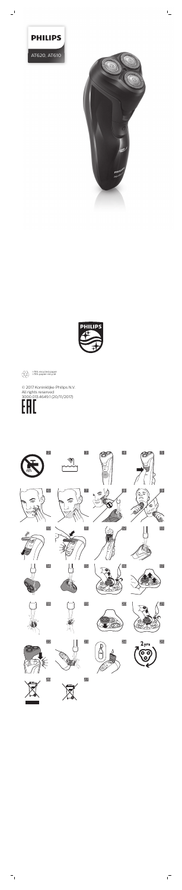PHILIPS

AT620, AT610

PHILIPS

>75% recycled paper
>75% papier recyclé

© 2017 Koninklijke Philips N.V.
All rights reserved
3000.013.4649.1 (20/11/2017)

EAC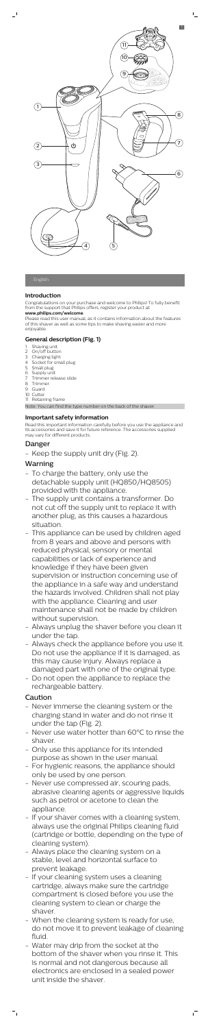English

## Introduction

Congratulations on your purchase and welcome to Philips! To fully benefit from the support that Philips offers, register your product at **www.philips.com/welcome**.

Please read this user manual, as it contains information about the features of this shaver as well as some tips to make shaving easier and more enjoyable.

## General description (Fig. 1)

1. Shaving unit
2. On/off button
3. Charging light
4. Socket for small plug
5. Small plug
6. Supply unit
7. Trimmer release slide
8. Trimmer
9. Guard
10. Cutter
11. Retaining frame

Note: You can find the type number on the back of the shaver.

## Important safety information

Read this important information carefully before you use the appliance and its accessories and save it for future reference. The accessories supplied may vary for different products.

### Danger

- Keep the supply unit dry (Fig. 2).

### Warning

- To charge the battery, only use the detachable supply unit (HQ850/HQ8505) provided with the appliance.
- The supply unit contains a transformer. Do not cut off the supply unit to replace it with another plug, as this causes a hazardous situation.
- This appliance can be used by children aged from 8 years and above and persons with reduced physical, sensory or mental capabilities or lack of experience and knowledge if they have been given supervision or instruction concerning use of the appliance in a safe way and understand the hazards involved. Children shall not play with the appliance. Cleaning and user maintenance shall not be made by children without supervision.
- Always unplug the shaver before you clean it under the tap.
- Always check the appliance before you use it. Do not use the appliance if it is damaged, as this may cause injury. Always replace a damaged part with one of the original type.
- Do not open the appliance to replace the rechargeable battery.

### Caution

- Never immerse the cleaning system or the charging stand in water and do not rinse it under the tap (Fig. 2).
- Never use water hotter than 60°C to rinse the shaver.
- Only use this appliance for its intended purpose as shown in the user manual.
- For hygienic reasons, the appliance should only be used by one person.
- Never use compressed air, scouring pads, abrasive cleaning agents or aggressive liquids such as petrol or acetone to clean the appliance.
- If your shaver comes with a cleaning system, always use the original Philips cleaning fluid (cartridge or bottle, depending on the type of cleaning system).
- Always place the cleaning system on a stable, level and horizontal surface to prevent leakage.
- If your cleaning system uses a cleaning cartridge, always make sure the cartridge compartment is closed before you use the cleaning system to clean or charge the shaver.
- When the cleaning system is ready for use, do not move it to prevent leakage of cleaning fluid.
- Water may drip from the socket at the bottom of the shaver when you rinse it. This is normal and not dangerous because all electronics are enclosed in a sealed power unit inside the shaver.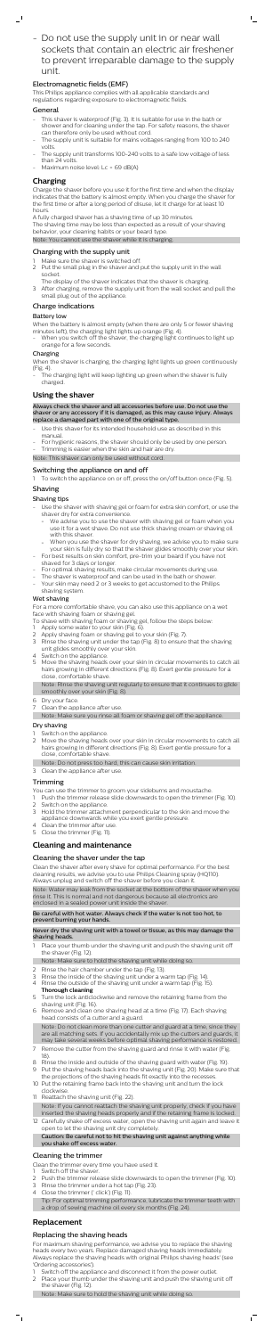- Do not use the supply unit in or near wall sockets that contain an electric air freshener to prevent irreparable damage to the supply unit.

### Electromagnetic fields (EMF)

This Philips appliance complies with all applicable standards and regulations regarding exposure to electromagnetic fields.

### General

- This shaver is waterproof (Fig. 3). It is suitable for use in the bath or shower and for cleaning under the tap. For safety reasons, the shaver can therefore only be used without cord.
- The supply unit is suitable for mains voltages ranging from 100 to 240 volts.
- The supply unit transforms 100-240 volts to a safe low voltage of less than 24 volts.
- Maximum noise level: Lc = 69 dB(A)

## Charging

Charge the shaver before you use it for the first time and when the display indicates that the battery is almost empty. When you charge the shaver for the first time or after a long period of disuse, let it charge for at least 10 hours.

A fully charged shaver has a shaving time of up to 30 minutes.

The shaving time may be less than expected as a result of your shaving behavior, your cleaning habits or your beard type.

Note: You cannot use the shaver while it is charging.

### Charging with the supply unit

1 Make sure the shaver is switched off.
2 Put the small plug in the shaver and put the supply unit in the wall socket.
  The display of the shaver indicates that the shaver is charging.
3 After charging, remove the supply unit from the wall socket and pull the small plug out of the appliance.

### Charge indications

#### Battery low

When the battery is almost empty (when there are only 5 or fewer shaving minutes left), the charging light lights up orange (Fig. 4).

- When you switch off the shaver, the charging light continues to light up orange for a few seconds.

#### Charging

When the shaver is charging, the charging light lights up green continuously (Fig. 4).

- The charging light will keep lighting up green when the shaver is fully charged.

## Using the shaver

**Always check the shaver and all accessories before use. Do not use the shaver or any accessory if it is damaged, as this may cause injury. Always replace a damaged part with one of the original type.**

- Use this shaver for its intended household use as described in this manual.
- For hygienic reasons, the shaver should only be used by one person.
- Trimming is easier when the skin and hair are dry.

Note: This shaver can only be used without cord.

### Switching the appliance on and off

1 To switch the appliance on or off, press the on/off button once (Fig. 5).

### Shaving

#### Shaving tips

- Use the shaver with shaving gel or foam for extra skin comfort, or use the shaver dry for extra convenience.
  - We advise you to use the shaver with shaving gel or foam when you use it for a wet shave. Do not use thick shaving cream or shaving oil with this shaver.
  - When you use the shaver for dry shaving, we advise you to make sure your skin is fully dry so that the shaver glides smoothly over your skin.
- For best results on skin comfort, pre-trim your beard if you have not shaved for 3 days or longer.
- For optimal shaving results, make circular movements during use.
- The shaver is waterproof and can be used in the bath or shower.
- Your skin may need 2 or 3 weeks to get accustomed to the Philips shaving system.

#### Wet shaving

For a more comfortable shave, you can also use this appliance on a wet face with shaving foam or shaving gel.

To shave with shaving foam or shaving gel, follow the steps below:

1 Apply some water to your skin (Fig. 6).
2 Apply shaving foam or shaving gel to your skin (Fig. 7).
3 Rinse the shaving unit under the tap (Fig. 8) to ensure that the shaving unit glides smoothly over your skin.
4 Switch on the appliance.
5 Move the shaving heads over your skin in circular movements to catch all hairs growing in different directions (Fig. 8). Exert gentle pressure for a close, comfortable shave.
  Note: Rinse the shaving unit regularly to ensure that it continues to glide smoothly over your skin (Fig. 8).
6 Dry your face.
7 Clean the appliance after use.
  Note: Make sure you rinse all foam or shaving gel off the appliance.

#### Dry shaving

1 Switch on the appliance.
2 Move the shaving heads over your skin in circular movements to catch all hairs growing in different directions (Fig. 8). Exert gentle pressure for a close, comfortable shave.
  Note: Do not press too hard, this can cause skin irritation.
3 Clean the appliance after use.

### Trimming

You can use the trimmer to groom your sideburns and moustache.

1 Push the trimmer release slide downwards to open the trimmer (Fig. 10).
2 Switch on the appliance.
3 Hold the trimmer attachment perpendicular to the skin and move the appliance downwards while you exert gentle pressure.
4 Clean the trimmer after use.
5 Close the trimmer (Fig. 11).

## Cleaning and maintenance

### Cleaning the shaver under the tap

Clean the shaver after every shave for optimal performance. For the best cleaning results, we advise you to use Philips Cleaning spray (HQ110). Always unplug and switch off the shaver before you clean it.

Note: Water may leak from the socket at the bottom of the shaver when you rinse it. This is normal and not dangerous because all electronics are enclosed in a sealed power unit inside the shaver.

**Be careful with hot water. Always check if the water is not too hot, to prevent burning your hands.**

**Never dry the shaving unit with a towel or tissue, as this may damage the shaving heads.**

1 Place your thumb under the shaving unit and push the shaving unit off the shaver (Fig. 12).
  Note: Make sure to hold the shaving unit while doing so.
2 Rinse the hair chamber under the tap (Fig. 13).
3 Rinse the inside of the shaving unit under a warm tap (Fig. 14).
4 Rinse the outside of the shaving unit under a warm tap (Fig. 15).

**Thorough cleaning**

5 Turn the lock anticlockwise and remove the retaining frame from the shaving unit (Fig. 16).
6 Remove and clean one shaving head at a time (Fig. 17). Each shaving head consists of a cutter and a guard.
  Note: Do not clean more than one cutter and guard at a time, since they are all matching sets. If you accidentally mix up the cutters and guards, it may take several weeks before optimal shaving performance is restored.
7 Remove the cutter from the shaving guard and rinse it with water (Fig. 18).
8 Rinse the inside and outside of the shaving guard with water (Fig. 19).
9 Put the shaving heads back into the shaving unit (Fig. 20). Make sure that the projections of the shaving heads fit exactly into the recesses.
10 Put the retaining frame back into the shaving unit and turn the lock clockwise.
11 Reattach the shaving unit (Fig. 22).
  Note: If you cannot reattach the shaving unit properly, check if you have inserted the shaving heads properly and if the retaining frame is locked.
12 Carefully shake off excess water, open the shaving unit again and leave it open to let the shaving unit dry completely.
  Caution: Be careful not to hit the shaving unit against anything while you shake off excess water.

### Cleaning the trimmer

Clean the trimmer every time you have used it.

1 Switch off the shaver.
2 Push the trimmer release slide downwards to open the trimmer (Fig. 10).
3 Rinse the trimmer under a hot tap (Fig. 23).
4 Close the trimmer ('click') (Fig. 11).
  Tip: For optimal trimming performance, lubricate the trimmer teeth with a drop of sewing machine oil every six months (Fig. 24).

## Replacement

### Replacing the shaving heads

For maximum shaving performance, we advise you to replace the shaving heads every two years. Replace damaged shaving heads immediately. Always replace the shaving heads with original Philips shaving heads' (see 'Ordering accessories').

1 Switch off the appliance and disconnect it from the power outlet.
2 Place your thumb under the shaving unit and push the shaving unit off the shaver (Fig. 12).
  Note: Make sure to hold the shaving unit while doing so.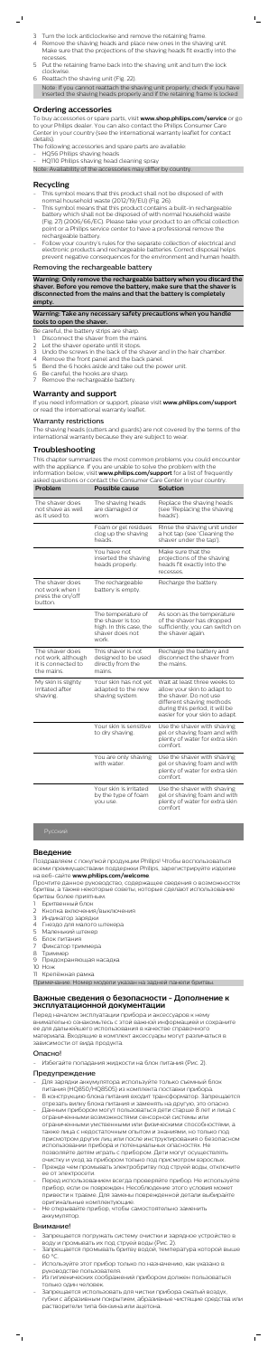3 Turn the lock anticlockwise and remove the retaining frame.
4 Remove the shaving heads and place new ones in the shaving unit. Make sure that the projections of the shaving heads fit exactly into the recesses.
5 Put the retaining frame back into the shaving unit and turn the lock clockwise.
6 Reattach the shaving unit (Fig. 22).

Note: If you cannot reattach the shaving unit properly, check if you have inserted the shaving heads properly and if the retaining frame is locked.

## Ordering accessories

To buy accessories or spare parts, visit **www.shop.philips.com/service** or go to your Philips dealer. You can also contact the Philips Consumer Care Center in your country (see the international warranty leaflet for contact details).

The following accessories and spare parts are available:

- HQ56 Philips shaving heads
- HQ110 Philips shaving head cleaning spray

Note: Availability of the accessories may differ by country.

## Recycling

- This symbol means that this product shall not be disposed of with normal household waste (2012/19/EU) (Fig. 26).
- This symbol means that this product contains a built-in rechargeable battery which shall not be disposed of with normal household waste (Fig. 27) (2006/66/EC). Please take your product to an official collection point or a Philips service center to have a professional remove the rechargeable battery.
- Follow your country's rules for the separate collection of electrical and electronic products and rechargeable batteries. Correct disposal helps prevent negative consequences for the environment and human health.

### Removing the rechargeable battery

**Warning: Only remove the rechargeable battery when you discard the shaver. Before you remove the battery, make sure that the shaver is disconnected from the mains and that the battery is completely empty.**

**Warning: Take any necessary safety precautions when you handle tools to open the shaver.**

Be careful, the battery strips are sharp.

1 Disconnect the shaver from the mains.
2 Let the shaver operate until it stops.
3 Undo the screws in the back of the shaver and in the hair chamber.
4 Remove the front panel and the back panel.
5 Bend the 6 hooks aside and take out the power unit.
6 Be careful, the hooks are sharp.
7 Remove the rechargeable battery.

## Warranty and support

If you need information or support, please visit **www.philips.com/support** or read the international warranty leaflet.

### Warranty restrictions

The shaving heads (cutters and guards) are not covered by the terms of the international warranty because they are subject to wear.

## Troubleshooting

This chapter summarizes the most common problems you could encounter with the appliance. If you are unable to solve the problem with the information below, visit **www.philips.com/support** for a list of frequently asked questions or contact the Consumer Care Center in your country.

| Problem | Possible cause | Solution |
| --- | --- | --- |
| The shaver does not shave as well as it used to. | The shaving heads are damaged or worn. | Replace the shaving heads (see 'Replacing the shaving heads'). |
| | Foam or gel residues clog the shaving heads. | Rinse the shaving unit under a hot tap (see 'Cleaning the shaver under the tap'). |
| | You have not inserted the shaving heads properly. | Make sure that the projections of the shaving heads fit exactly into the recesses. |
| The shaver does not work when I press the on/off button. | The rechargeable battery is empty. | Recharge the battery. |
| | The temperature of the shaver is too high. In this case, the shaver does not work. | As soon as the temperature of the shaver has dropped sufficiently, you can switch on the shaver again. |
| The shaver does not work, although it is connected to the mains. | This shaver is not designed to be used directly from the mains. | Recharge the battery and disconnect the shaver from the mains. |
| My skin is slightly irritated after shaving. | Your skin has not yet adapted to the new shaving system. | Wait at least three weeks to allow your skin to adapt to the shaver. Do not use different shaving methods during this period. It will be easier for your skin to adapt. |
| | Your skin is sensitive to dry shaving. | Use the shaver with shaving gel or shaving foam and with plenty of water for extra skin comfort. |
| | You are only shaving with water. | Use the shaver with shaving gel or shaving foam and with plenty of water for extra skin comfort. |
| | Your skin is irritated by the type of foam you use. | Use the shaver with shaving gel or shaving foam and with plenty of water for extra skin comfort. |

Русский

## Введение

Поздравляем с покупкой продукции Philips! Чтобы воспользоваться всеми преимуществами поддержки Philips, зарегистрируйте изделие на веб-сайте **www.philips.com/welcome**.

Прочтите данное руководство, содержащее сведения о возможностях бритвы, а также некоторые советы, которые сделают использование бритвы более приятным.

1 Бритвенный блок
2 Кнопка включения/выключения
3 Индикатор зарядки
4 Гнездо для малого штекера
5 Маленький штекер
6 Блок питания
7 Фиксатор триммера
8 Триммер
9 Предохраняющая насадка
10 Нож
11 Креплённая рамка

Примечание. Номер модели указан на задней панели бритвы.

## Важные сведения о безопасности - Дополнение к эксплуатационной документации

Перед началом эксплуатации прибора и аксессуаров к нему внимательно ознакомьтесь с этой важной информацией и сохраните ее для дальнейшего использования в качестве справочного материала. Входящие в комплект аксессуары могут различаться в зависимости от вида продукта.

### Опасно!

- Избегайте попадания жидкости на блок питания (Рис. 2).

### Предупреждение

- Для зарядки аккумулятора используйте только съемный блок питания (HQ850/HQ8505) из комплекта поставки прибора.
- В конструкцию блока питания входит трансформатор. Запрещается отрезать вилку блока питания и заменять на другую, это опасно.
- Данным прибором могут пользоваться дети старше 8 лет и лица с ограниченными возможностями сенсорной системы или ограниченными умственными или физическими способностями, а также лица с недостаточным опытом и знаниями, но только под присмотром других лиц или после инструктирования о безопасном использовании прибора и потенциальных опасностях. Не позволяйте детям играть с прибором. Дети могут осуществлять очистку и уход за прибором только под присмотром взрослых.
- Прежде чем промывать электробритву под струей воды, отключите ее от электросети.
- Перед использованием всегда проверяйте прибор. Не используйте прибор, если он поврежден. Несоблюдение этого условия может привести к травме. Для замены поврежденной детали выбирайте оригинальные комплектующие.
- Не открывайте прибор, чтобы самостоятельно заменить аккумулятор.

### Внимание!

- Запрещается погружать систему очистки и зарядное устройство в воду и промывать их под струей воды (Рис. 2).
- Запрещается промывать бритву водой, температура которой выше 60 °C.
- Используйте этот прибор только по назначению, как указано в руководстве пользователя.
- Из гигиенических соображений прибором должен пользоваться только один человек.
- Запрещается использовать для чистки прибора сжатый воздух, губки с абразивным покрытием, абразивные чистящие средства или растворители типа бензина или ацетона.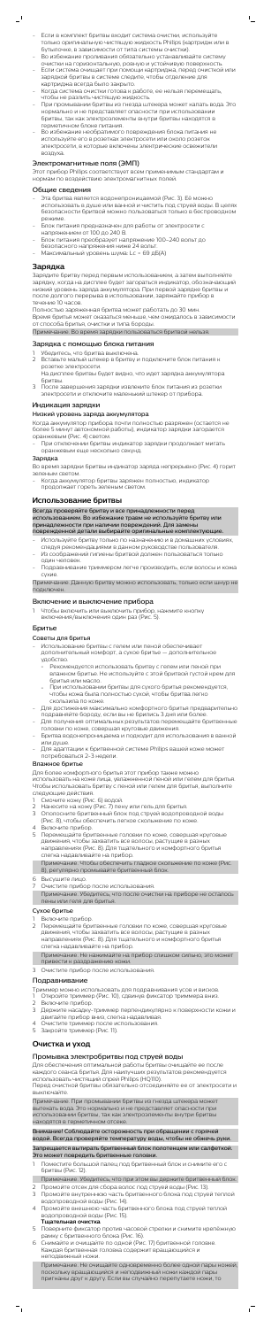- Если в комплект бритвы входит система очистки, используйте только оригинальную чистящую жидкость Philips (картридж или в бутылочке, в зависимости от типа системы очистки).
- Во избежание проливания обязательно устанавливайте систему очистки на горизонтальную, ровную и устойчивую поверхность.
- Если система очищает при помощи картриджа, перед очисткой или зарядкой бритвы в системе следите, чтобы отделение для картриджа всегда было закрыто.
- Когда система очистки готова к работе, ее нельзя перемещать, чтобы не разлить чистящую жидкость.
- При промывании бритвы из гнезда штекера может капать вода. Это нормально и не представляет опасности при использовании бритвы, так как электроэлементы внутри бритвы находятся в герметичном блоке питания.
- Во избежание необратимого повреждения блока питания не используйте его в розетках электросети или около розеток электросети, в которых включены электрические освежители воздуха.

## Электромагнитные поля (ЭМП)

Этот прибор Philips соответствует всем применимым стандартам и нормам по воздействию электромагнитных полей.

## Общие сведения

- Эта бритва является водонепроницаемой (Рис. 3). Ее можно использовать в душе или ванной и чистить под струей воды. В целях безопасности бритвой можно пользоваться только в беспроводном режиме.
- Блок питания предназначен для работы от электросети с напряжением от 100 до 240 В.
- Блок питания преобразует напряжение 100–240 вольт до безопасного напряжения ниже 24 вольт.
- Максимальный уровень шума: Lc = 69 дБ(A)

## Зарядка

Зарядите бритву перед первым использованием, а затем выполняйте зарядку, когда на дисплее будет загораться индикатор, обозначающий низкий уровень заряда аккумулятора. При первой зарядке бритвы и после долгого перерыва в использовании, заряжайте прибор в течение 10 часов.

Полностью заряженная бритва может работать до 30 мин.

Время бритья может оказаться меньше, чем ожидалось в зависимости от способа бритья, очистки и типа бороды.

Примечание. Во время зарядки пользоваться бритвой нельзя.

### Зарядка с помощью блока питания

1. Убедитесь, что бритва выключена.
2. Вставьте малый штекер в бритву и подключите блок питания к розетке электросети.

   На дисплее бритвы будет видно, что идет зарядка аккумулятора бритвы.
3. После завершения зарядки извлеките блок питания из розетки электросети и отключите маленький штекер от прибора.

### Индикация зарядки

#### Низкий уровень заряда аккумулятора

Когда аккумулятор бритвы почти полностью разряжен (остается не более 5 минут автономной работы), индикатор заряда загорается оранжевым (Рис. 4) светом.

- При отключении бритвы индикатор зарядки продолжает мигать оранжевым еще несколько секунд.

#### Зарядка

Во время зарядки бритвы индикатор заряда непрерывно (Рис. 4) горит зеленым светом.

- Когда аккумулятор бритвы заряжен полностью, индикатор продолжает гореть зеленым светом.

## Использование бритвы

**Всегда проверяйте бритву и все принадлежности перед использованием. Во избежание травм не используйте бритву или принадлежности при наличии повреждений. Для замены поврежденной детали выбирайте оригинальные комплектующие.**

- Используйте бритву только по назначению и в домашних условиях, следуя рекомендациям в данном руководстве пользователя.
- Из соображений гигиены бритвой должен пользоваться только один человек.
- Подравнивание триммером легче производить, если волосы и кожа сухие.

Примечание. Данную бритву можно использовать, только если шнур не подключен.

### Включение и выключение прибора

1. Чтобы включить или выключить прибор, нажмите кнопку включения/выключения один раз (Рис. 5).

### Бритье

#### Советы для бритья

- Использование бритвы с гелем или пеной обеспечивает дополнительный комфорт, а сухое бритье — дополнительное удобство.
  - Рекомендуется использовать бритву с гелем или пеной при влажном бритье. Не используйте с этой бритвой густой крем для бритья или масло.
  - При использовании бритвы для сухого бритья рекомендуется, чтобы кожа была полностью сухой, чтобы бритва легко скользила по коже.
- Для достижения максимально комфортного бритья предварительно подравняйте бороду, если вы не брились 3 дня или более.
- Для получения оптимальных результатов перемещайте бритвенные головки по коже, совершая круговые движения.
- Бритва водонепроницаема и подходит для использования в ванной или душе.
- Для адаптации к бритвенной системе Philips вашей коже может потребоваться 2–3 недели.

#### Влажное бритье

Для более комфортного бритья этот прибор также можно использовать на коже лица, увлажненной пеной или гелем для бритья. Чтобы использовать бритву с пеной или гелем для бритья, выполните следующие действия:

1. Смочите кожу (Рис. 6) водой.
2. Нанесите на кожу (Рис. 7) пену или гель для бритья.
3. Сполосните бритвенный блок под струей водопроводной воды (Рис. 8), чтобы обеспечить легкое скольжение по коже.
4. Включите прибор.
5. Перемещайте бритвенные головки по коже, совершая круговые движения, чтобы захватить все волосы, растущие в разных направлениях (Рис. 8). Для тщательного и комфортного бритья слегка надавливайте на прибор.

   Примечание. Чтобы обеспечить гладкое скольжение по коже (Рис. 8), регулярно промывайте бритвенный блок.
6. Высушите лицо.
7. Очистите прибор после использования.

   Примечание. Убедитесь, что после очистки на приборе не осталось пены или геля для бритья.

#### Сухое бритье

1. Включите прибор.
2. Перемещайте бритвенные головки по коже, совершая круговые движения, чтобы захватить все волосы, растущие в разных направлениях (Рис. 8). Для тщательного и комфортного бритья слегка надавливайте на прибор.

   Примечание. Не нажимайте на прибор слишком сильно, это может привести к раздражению кожи.
3. Очистите прибор после использования.

### Подравнивание

Триммер можно использовать для подравнивания усов и висков.

1. Откройте триммер (Рис. 10), сдвинув фиксатор триммера вниз.
2. Включите прибор.
3. Держите насадку-триммер перпендикулярно к поверхности кожи и двигайте прибор вниз, слегка надавливая.
4. Очистите триммер после использования.
5. Закройте триммер (Рис. 11).

## Очистка и уход

### Промывка электробритвы под струей воды

Для обеспечения оптимальной работы бритвы очищайте ее после каждого сеанса бритья. Для наилучших результатов рекомендуется использовать чистящий спрей Philips (HQ110).

Перед очисткой бритвы обязательно отсоедините ее от электросети и выключите.

Примечание. При промывании бритвы из гнезда штекера может вытекать вода. Это нормально и не представляет опасности при использовании бритвы, так как электроэлементы внутри бритвы находятся в герметичном отсеке.

**Внимание! Соблюдайте осторожность при обращении с горячей водой. Всегда проверяйте температуру воды, чтобы не обжечь руки.**

**Запрещается вытирать бритвенный блок полотенцем или салфеткой. Это может повредить бритвенные головки.**

1. Поместите большой палец под бритвенный блок и снимите его с бритвы (Рис. 12).

   Примечание. Убедитесь, что при этом вы держите бритвенный блок.
2. Промойте отсек для сбора волос под струей воды (Рис. 13).
3. Промойте внутреннюю часть бритвенного блока под струей теплой водопроводной воды (Рис. 14).
4. Промойте внешнюю часть бритвенного блока под струей теплой водопроводной воды (Рис. 15).

   **Тщательная очистка**
5. Поверните фиксатор против часовой стрелки и снимите крепёжную рамку с бритвенного блока (Рис. 16).
6. Снимайте и очищайте по одной (Рис. 17) бритвенной головке. Каждая бритвенная головка содержит вращающийся и неподвижный ножи.

   Примечание. Не очищайте одновременно более одной пары ножей, поскольку вращающиеся и неподвижные ножи каждой пары пригнаны друг к другу. Если вы случайно перепутаете ножи, то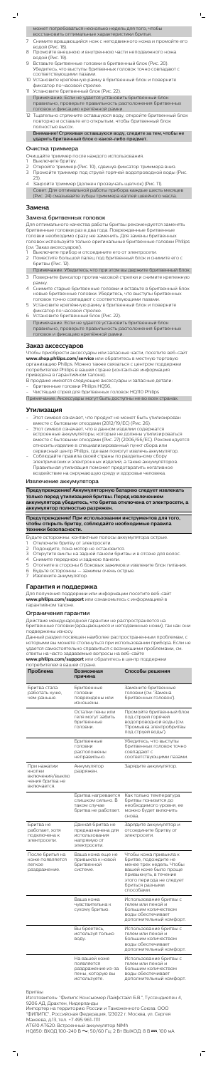может потребоваться несколько недель для того, чтобы восстановить оптимальные характеристики бритья.

7 Снимите вращающийся нож с неподвижного ножа и промойте его водой (Рис. 18).
8 Промойте внешнюю и внутреннюю части неподвижного ножа водой (Рис. 19).
9 Вставьте бритвенные головки в бритвенный блок (Рис. 20). Убедитесь, что выступы бритвенных головок точно совпадают с соответствующими пазами.
10 Установите крепёжную рамку в бритвенный блок и поверните фиксатор по часовой стрелке.
11 Установите бритвенный блок (Рис. 22).

Примечание. Если не удается установить бритвенный блок правильно, проверьте правильность расположения бритвенных головок и фиксацию крепёжной рамки.

12 Тщательно стряхните оставшуюся воду, откройте бритвенный блок повторно и оставьте его открытым, чтобы бритвенный блок полностью высох.

**Внимание! Стряхивая оставшуюся воду, следите за тем, чтобы не ударить бритвенный блок о какой-либо предмет.**

## Очистка триммера

Очищайте триммер после каждого использования.

1 Выключите бритву.
2 Откройте триммер (Рис. 10), сдвинув фиксатор триммера вниз.
3 Промойте триммер под струей горячей водопроводной воды (Рис. 23).
4 Закройте триммер (должен прозвучать щелчок) (Рис. 11).

Совет. Для оптимальной работы прибора каждые шесть месяцев (Рис. 24) смазывайте зубцы триммера каплей швейного масла.

# Замена

## Замена бритвенных головок

Для оптимального качества работы бритвы рекомендуется заменять бритвенные головки раз в два года. Поврежденные бритвенные головки необходимо сразу же заменить. Для замены бритвенных головок используйте только оригинальные бритвенные головки Philips (см. "Заказ аксессуаров").

1 Выключите прибор и отсоедините его от электросети.
2 Поместите большой палец под бритвенный блок и снимите его с бритвы (Рис. 12).

Примечание. Убедитесь, что при этом вы держите бритвенный блок.

3 Поверните фиксатор против часовой стрелки и снимите крепёжную рамку.
4 Снимите старые бритвенные головки и вставьте в бритвенный блок новые бритвенные головки. Убедитесь, что выступы бритвенных головок точно совпадают с соответствующими пазами.
5 Установите крепёжную рамку в бритвенный блок и поверните фиксатор по часовой стрелке.
6 Установите бритвенный блок (Рис. 22).

Примечание. Если не удается установить бритвенный блок правильно, проверьте правильность расположения бритвенных головок и фиксацию крепёжной рамки.

# Заказ аксессуаров

Чтобы приобрести аксессуары или запасные части, посетите веб-сайт **www.philips.com/service** или обратитесь в местную торговую организацию Philips. Можно также связаться с центром поддержки потребителей Philips в вашей стране (контактная информация приведена в гарантийном талоне).

В продаже имеются следующие аксессуары и запасные детали:
- Бритвенные головки Philips HQ56.
- Чистящий спрей для бритвенных головок HQ110 Philips

Примечание. Аксессуары могут быть доступны не во всех странах.

# Утилизация

- Этот символ означает, что продукт не может быть утилизирован вместе с бытовыми отходами (2012/19/EC) (Рис. 26).
- Этот символ означает, что в данном изделии содержатся встроенные аккумуляторы, которые не должны утилизироваться вместе с бытовыми отходами (Рис. 27) (2006/66/EC). Рекомендуется отнести изделие в специализированный пункт сбора или сервисный центр Philips, где вам помогут извлечь аккумулятор.
- Соблюдайте правила своей страны по раздельному сбору электрических и электронных изделий, а также аккумуляторов. Правильная утилизация поможет предотвратить негативное воздействие на окружающую среду и здоровье человека.

## Извлечение аккумулятора

**Предупреждение! Аккумуляторную батарею следует извлекать только перед утилизацией бритвы. Перед извлечением аккумулятора убедитесь, что бритва отключена от электросети, а аккумулятор полностью разряжен.**

**Предупреждение! При использовании инструментов для того, чтобы открыть бритву, соблюдайте необходимые правила техники безопасности.**

Будьте осторожны: контактные полосы аккумулятора острые.

1 Отключите бритву от электросети.
2 Подождите, пока мотор не остановится.
3 Открутите винты на задней панели бритвы и в отсеке для волос.
4 Снимите переднюю и заднюю панели.
5 Отогните в стороны 6 боковых зажимов и извлеките блок питания.
6 Будьте осторожны — зажимы очень острые.
7 Извлеките аккумулятор.

# Гарантия и поддержка

Для получения поддержки или информации посетите веб-сайт **www.philips.com/support** или ознакомьтесь с информацией в гарантийном талоне.

## Ограничения гарантии

Действие международной гарантии не распространяется на бритвенные головки (вращающиеся и неподвижные ножи), так как они подвержены износу.

Данный раздел посвящен наиболее распространенным проблемам, с которыми вы можете столкнуться при использовании прибора. Если не удается самостоятельно справиться с возникшими проблемами, см. ответы на часто задаваемые вопросы на веб-сайте **www.philips.com/support** или обратитесь в центр поддержки потребителей в вашей стране.

| Проблема | Возможная причина | Способы решения |
|---|---|---|
| Бритва стала работать хуже, чем раньше. | Бритвенные головки повреждены или изношены. | Замените бритвенные головки (см. "Замена бритвенных головок"). |
| | Остатки пены или геля могут забить бритвенные головки. | Промойте бритвенный блок под струей горячей водопроводной воды (см. "Промывка электробритвы под струей воды"). |
| | Бритвенные головки расположены неправильно. | Убедитесь, что выступы бритвенных головок точно совпадают с соответствующими пазами. |
| При нажатии кнопки включения/выключения бритва не включается. | Аккумулятор разряжен. | Зарядите аккумулятор. |
| | Бритва нагревается слишком сильно. В таком случае бритва не работает. | Как только температура бритвы понизится до необходимого уровня, ее можно будет включить снова. |
| Бритва не работает, хотя подключена к электросети. | Данная бритва не предназначена для использования напрямую от электросети. | Зарядите аккумулятор и отсоедините бритву от электросети. |
| После бритья на коже появляется легкое раздражение. | Ваша кожа еще не привыкла к новой бритвенной системе. | Чтобы кожа привыкла к бритве, подождите не менее трех недель. Чтобы вашей коже было проще привыкнуть, в течение этого периода не следует бриться разными способами. |
| | Ваша кожа чувствительна к сухому бритью. | Использование бритвы с гелем или пеной и большим количеством воды обеспечивает дополнительный комфорт. |
| | Вы бреетесь, используя только воду. | Использование бритвы с гелем или пеной и большим количеством воды обеспечивает дополнительный комфорт. |
| | На вашей коже появляется раздражение из-за пены, которую вы используете. | Использование бритвы с гелем или пеной и большим количеством воды обеспечивает дополнительный комфорт. |

Бритвы
Изготовитель: "Филипс Консьюмер Лайфстайл Б.В.", Туссендиепен 4, 9206 AD, Драхтен, Нидерланды
Импортер на территорию России и Таможенного Союза: ООО "ФИЛИПС", Российская Федерация, 123022 г. Москва, ул. Сергея Макеева, д.13, тел. +7 495 961-1111
AT610 AT620: Встроенный аккумулятор NiMh
HQ850: ВХОД 100–240 В ~, 50/60 Гц 2 Вт ВЫХОД: 8 В ⎓, 100 мА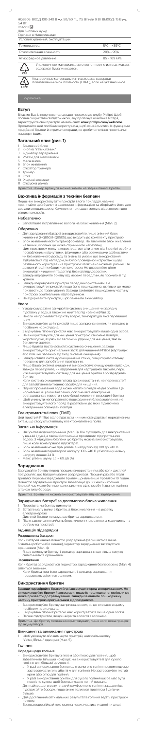HQ8505: ВХОД 100-240 В ~, 50/60 Гц, 7.5 Вт или 9 Вт ВЫХОД: 15 В ⎓, 5.4 Вт

Класс II

Для бытовых нужд

Сделано в Нидерландах

| Условия хранения, эксплуатации | |
|---|---|
| Температура | 5°C ~ +35°C |
| Относительная влажность | 20% ~ 95% |
| Атмосферное давление | 85 ~ 109 кPa |

PAP — Упаковочные материалы, изготовленные не из пластмассы, содержат бумагу и картон.

LDPE — Упаковочные материалы из пластмассы содержат полиэтилен низкой плотности (LDPE), если не указано иное.

Українська

## Вступ

Вітаємо Вас із покупкою та ласкаво просимо до клубу Philips! Щоб сповна скористатися підтримкою, яку пропонує компанія Philips, зареєструйте свій пристрій на веб-сайті **www.philips.com/welcome**. Прочитайте цей посібник користувача, щоб ознайомитись із функціями придбаної бритви і отримати поради, як зробити гоління простішим і комфортнішим.

## Загальний опис (Рис. 1)

1. Бритвений блок
2. Кнопка "Увімк./Вимк."
3. Індикатор заряджання
4. Роз'єм для малої вилки
5. Мала вилка
6. Блок живлення
7. Фіксатор тримера
8. Тример
9. Сітка
10. Рухомий елемент
11. Фіксуюча рамка

Примітка. Номер артикула можна знайти на задній панелі бритви.

## Важлива інформація з техніки безпеки

Перш ніж використовувати пристрій і його приладдя, уважно прочитайте цей буклет із важливою інформацією та зберігайте його для довідки в подальшому. Комплекти приладдя можуть відрізнятися для різних пристроїв.

### Небезпечно

- Запобігайте потраплянню вологи на блок живлення (Мал. 2).

### Обережно

- Для заряджання батареї використовуйте лише знімний блок живлення (HQ8500/HQ8505), що входить до комплекту пристрою.
- Блок живлення містить трансформатор. Не замінюйте блок живлення на інший, оскільки це може спричинити небезпеку.
- Цим пристроєм можуть користуватися діти віком від 8 років і особи з послабленими фізичними, фізичними або розумовими здібностями чи без належного досвіду та знань за умови, що використання відбувається під наглядом, їм було проведено інструктаж щодо безпечного користування пристроєм і пояснено можливі ризики. Не дозволяйте дітям бавитися пристроєм. Не дозволяйте дітям виконувати чищення та догляд без нагляду дорослих.
- Завжди від'єднуйте бритву від мережі перед тим, як промити її під краном.
- Завжди перевіряйте пристрій перед використанням. Не використовуйте пристрій, якщо його пошкоджено, оскільки це може призвести до травмування. Завжди замінюйте пошкоджену частину пристрою оригінальним відповідником.
- Не відкривайте пристрій, щоб замінити акумулятор.

### Увага

- У жодному разі не занурюйте систему очищення чи зарядну підставку у воду, а також не мийте їх під краном (Мал. 2).
- Ніколи не промивайте бритву водою, температура якої перевищує 60 °C.
- Використовуйте цей пристрій лише за призначенням, як описано в посібнику користувача.
- З міркувань гігієни пристрій має використовувати лише одна особа.
- Не використовуйте для чищення пристрою стиснене повітря, жорсткі губки, абразивні засоби чи рідини для чищення, такі як бензин чи ацетон.
- Якщо бритва постачається зі системою очищення, завжди використовуйте оригінальний засіб для чищення Philips (картридж або пляшку, залежно від типу системи очищення).
- Завжди ставте систему очищення на стійку, рівну горизонтальну поверхню для запобігання протіканню.
- Якщо Ваша система очищення використовує очищуючий картридж, завжди перевіряйте, чи відділення для картриджів закрите, перш ніж використовувати систему для чищення бритви або заряджання бритви.
- Коли система очищення готова до використання, не переносьте її для запобігання витіканню засобу для чищення.
- Під час промивання вода може капати з гнізда на дні бритви. Це нормально і цілком безпечно, оскільки вся електроніка розташована в герметичному блоці живлення всередині бритви.
- Щоб уникнути непоправного пошкодження блока живлення, не використовуйте його поряд із розетками, до яких підключено електричний освіжувач повітря.

### Електромагнітні поля (ЕМП)

Цей пристрій Philips відповідає всім чинним стандартам і нормативним актам, що стосуються впливу електромагнітних полів.

### Загальна інформація

- Ця бритва водонепроникна (Мал. 3). Вона придатна для використання у ванні чи душі, а також її можна промивати під проточною водою. З міркувань безпеки цю бритву можна використовувати, лише коли вона працює від батареї.
- Блок живлення може працювати з напругою від 100 до 240 В.
- Блок живлення перетворює напругу 100–240 В у безпечну низьку напругу менше 24 В.
- Макс. рівень шуму: Lc = 69 дБ (A)

## Заряджання

Заряджайте бритву перед першим використанням або коли дисплей повідомляє, що батарея майже розрядилася. Перший раз або після тривалої перерви заряджайте бритву щонайменше протягом 10 годин. Повністю заряджений пристрій забезпечує до 30 хвилин гоління. Але цей час може бути меншим залежно від способу й звичок гоління, а також типу бороди.

Примітка. Бритву не можна використовувати під час заряджання.

### Заряджання батареї за допомогою блока живлення

1. Переконайтеся, чи бритву вимкнуто.
2. Вставте малу вилку в бритву, а блок живлення – в розетку електромережі.
   - Дисплей бритви показує, що бритва заряджається.
3. Після заряджання вийміть блок живлення з розетки, а малу вилку – з роз'єму на пристрої.

### Індикація підзарядки

#### Розряджена батарея

Коли батарея майже повністю розряджена (залишається лише 5 хвилин роботи або менше), індикатор заряджання засвічується оранжевим (Мал. 4).

- Якщо вимкнути бритву, індикатор заряджання ще кілька секунд світитиметься оранжевим.

#### Заряджання

Коли бритва заряджається, індикатор заряджання безперервно (Мал. 4) світиться зеленим.

- Коли бритва повністю зарядиться, індикатор заряджання продовжить світитися зеленим.

## Використання бритви

**Завжди перевіряйте бритву й усі аксесуари перед використанням. Не використовуйте бритву й аксесуари, якщо їх пошкоджено, оскільки це може призвести до травмування. Завжди замінюйте пошкоджену частину пристрою оригінальним відповідником.**

- Використовуйте бритву за призначенням, як це описано в цьому посібнику користувача.
- З міркувань гігієни бритвою має користуватися лише одна особа.
- Легше підстригати, якщо шкіра та волосся охолоненні.

Примітка. Цю бритву можна використовувати, лише коли вона працює від акумулятора.

### Вмикання та вимикання пристрою

1. Щоб увімкнути або вимкнути пристрій, натисніть кнопку "Увімк./Вимк." один раз (Мал. 5).

### Гоління

#### Поради щодо гоління

- Використовуйте бритву з гелем або піною для гоління, щоб забезпечити більший комфорт, чи використовуйте її для сухого гоління для більшої зручності.
  - У разі використання бритви для вологого гоління рекомендуємо застосовувати гель або піну для гоління. Не застосовуйте густий крем або олію для гоління.
  - У разі використання бритви для сухого гоління шкіра має бути повністю сухою, щоб бритва гладко по ній ковзала.
- Для найкращого результату й комфортного гоління заздалегідь підстригайте бороду, якщо ви не голилися протягом 3 днів чи більше.
- Для досягнення оптимальних результатів гоління ведіть пристроєм по колу.
- Бритва водостійка й нею можна користуватись у ванні чи душі.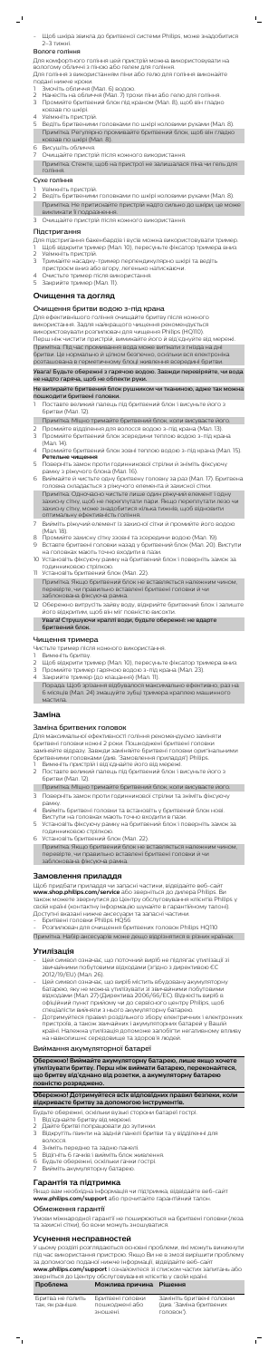- Щоб шкіра звикла до бритвеної системи Philips, може знадобитися 2–3 тижні.

### Вологе гоління

Для комфортного гоління цей пристрій можна використовувати на вологому обличчі з піною або гелем для гоління.

Для гоління з використанням піни або гелю для гоління виконайте подані нижче кроки.

1. Змочіть обличчя (Мал. 6) водою.
2. Нанесіть на обличчя (Мал. 7) трохи піни або гелю для гоління.
3. Промийте бритвений блок під краном (Мал. 8), щоб він гладко ковзав по шкірі.
4. Увімкніть пристрій.
5. Ведіть бритвеними головками по шкірі коловими рухами (Мал. 8).
   Примітка: Регулярно промивайте бритвений блок, щоб він гладко ковзав по шкірі (Мал. 8).
6. Висушіть обличчя.
7. Очищайте пристрій після кожного використання.
   Примітка: Стежте, щоб на пристрої не залишалася піна чи гель для гоління.

### Сухе гоління

1. Увімкніть пристрій.
2. Ведіть бритвеними головками по шкірі коловими рухами (Мал. 8).
   Примітка: Не притискайте пристрій надто сильно до шкіри, це може викликати її подразнення.
3. Очищайте пристрій після кожного використання.

### Підстригання

Для підстригання бакенбардів і вусів можна використовувати тример.

1. Щоб відкрити тример (Мал. 10), пересуньте фіксатор тримера вниз.
2. Увімкніть пристрій.
3. Тримайте насадку-тример перпендикулярно шкірі та ведіть пристроєм вниз або вгору, легенько натискаючи.
4. Очистьте тример після використання.
5. Закрийте тример (Мал. 11).

## Очищення та догляд

### Очищення бритви водою з-під крана

Для ефективнішого гоління очищайте бритву після кожного використання. Задля найкращого очищення рекомендується використовувати розпилювач для чищення Philips (HQ110).

Перш ніж чистити пристрій, вимикайте його й від'єднуйте від мережі.

Примітка: Під час промивання вода може витікати з гнізда на дні бритви. Це нормально й цілком безпечно, оскільки вся електроніка розташована в герметичному блоці живлення всередині бритви.

**Увага! Будьте обережні з гарячою водою. Завжди перевіряйте, чи вода не надто гаряча, щоб не обпекти руки.**

**Не витирайте бритвений блок рушником чи тканиною, адже так можна пошкодити бритвені головки.**

1. Поставте великий палець під бритвений блок і висуньте його з бритви (Мал. 12).
   Примітка: Міцно тримайте бритвений блок, коли висуваєте його.
2. Промийте відділення для волосся водою з-під крана (Мал. 13).
3. Промийте бритвений блок всередині теплою водою з-під крана (Мал. 14).
4. Промийте бритвений блок зовні теплою водою з-під крана (Мал. 15).
   **Ретельне чищення**
5. Поверніть замок проти годинникової стрілки й зніміть фіксуючу рамку з ріжучого блока (Мал. 16).
6. Виймайте й чистьте одну бритвену головку за раз (Мал. 17). Бритвена головка складається з ріжучого елемента й захисної сітки.
   Примітка: Одночасно чистіть лише один ріжучий елемент і одну захисну сітку, щоб не переплутати пари. Якщо переплутати леза чи захисні сітки, може знадобитися кілька тижнів, щоб відновити оптимальну ефективність гоління.
7. Вийміть ріжучий елемент із захисної сітки й промийте його водою (Мал. 18).
8. Промийте захисну сітку ззовні та зсередини водою (Мал. 19).
9. Вставте бритвені головки назад у бритвений блок (Мал. 20). Виступи на головках мають точно входити в пази.
10. Установіть фіксуючу рамку на бритвений блок і поверніть замок за годинниковою стрілкою.
11. Установіть бритвений блок (Мал. 22).
    Примітка: Якщо бритвений блок не вставляється належним чином, перевірте, чи правильно вставлені бритвені головки й чи заблокована фіксуюча рамка.
12. Обережно витрусіть залишки води, відкрийте бритвений блок і залиште його відкритим, щоб він міг повністю висохнути.
    **Увага! Струшуючи краплі води, будьте обережні: не вдарте бритвений блок.**

### Чищення тримера

Чистьте тример після кожного використання.

1. Вимкніть бритву.
2. Щоб відкрити тример (Мал. 10), пересуньте фіксатор тримера вниз.
3. Промийте тример теплою водою з-під крана (Мал. 23).
4. Закрийте тример (до клацання) (Мал. 11).
   Порада: Щоб зрізання відбувалося максимально ефективно, раз на 6 місяців (Мал. 24) змащуйте зубці тримера краплею машинного мастила.

## Заміна

### Заміна бритвених головок

Для максимальної ефективності гоління рекомендуємо замінювати бритвені головки кожні 2 роки. Пошкоджені бритвені головки замінюйте відразу. Замінюйте бритвені головки оригінальними бритвеними головками (див. 'Замовлення приладдя') Philips.

1. Вимкніть пристрій і від'єднайте його від мережі.
2. Поставте великий палець під бритвений блок і висуньте його з бритви (Мал. 12).
   Примітка: Міцно тримайте бритвений блок, коли висуваєте його.
3. Поверніть замок проти годинникової стрілки й зніміть фіксуючу рамку.
4. Вийміть бритвені головки та встановіть у бритвений блок нові. Виступи на головках мають точно входити в пази.
5. Установіть фіксуючу рамку на бритвений блок і поверніть замок за годинниковою стрілкою.
6. Установіть бритвений блок (Мал. 22).
   Примітка: Якщо бритвений блок не вставляється належним чином, перевірте, чи правильно вставлені бритвені головки й чи заблокована фіксуюча рамка.

## Замовлення приладдя

Щоб придбати приладдя чи запасні частини, відвідайте веб-сайт **www.shop.philips.com/service** або зверніться до дилера Philips. Ви також можете звернутися до Центру обслуговування клієнтів Philips у своїй країні (контактну інформацію шукайте в гарантійному талоні).

Доступні вказані нижче аксесуари та запасні частини:

- Бритвені головки Philips HQ56
- Розпилювач для очищення бритвених головок Philips HQ110

Примітка: Набір аксесуарів може дещо відрізнятися в різних країнах.

## Утилізація

- Цей символ означає, що поточний виріб не підлягає утилізації зі звичайними побутовими відходами (згідно з директивою ЄС 2012/19/EU) (Мал. 26).
- Цей символ означає, що виріб містить вбудовану акумуляторну батарею, яку не можна утилізувати зі звичайними побутовими відходами (Мал. 27) (Директива 2006/66/EC). Віднесіть виріб в офіційний пункт прийому чи до сервісного центру Philips, щоб спеціаліст вийняв з нього акумуляторну батарею.
- Дотримуйтеся правил роздільного збору електричних і електронних пристроїв, а також звичайних і акумуляторних батарей у Вашій країні. Належна утилізація допоможе запобігти негативному впливу на навколишнє середовище та здоров'я людей.

### Виймання акумуляторної батареї

**Обережно! Виймайте акумуляторну батарею, лише якщо хочете утилізувати бритву. Перш ніж виймати батарею, переконайтеся, що бритву від'єднано від розетки, а акумуляторну батарею повністю розряджено.**

**Обережно! Дотримуйтеся всіх відповідних правил безпеки, коли відкриваєте бритву за допомогою інструментів.**

Будьте обережні, оскільки вузькі сторони батареї гострі.

1. Від'єднайте бритву від мережі.
2. Дайте бритві попрацювати до зупинки.
3. Відкрутіть гвинти на задній панелі бритви та у відділенні для волосся.
4. Зніміть передню та задню панелі.
5. Відігніть 6 гачків і вийміть блок живлення.
6. Будьте обережні, оскільки гачки гострі.
7. Вийміть акумуляторну батарею.

## Гарантія та підтримка

Якщо вам необхідна інформація чи підтримка, відвідайте веб-сайт **www.philips.com/support** або прочитайте гарантійний талон.

### Обмеження гарантії

Умови міжнародної гарантії не поширюються на бритвені головки (леза та захисні сітки), бо вони можуть зношуватися.

## Усунення несправностей

У цьому розділі розглядаються основні проблеми, які можуть виникнути під час використання пристрою. Якщо Вам не з змоги вирішити проблему за допомогою поданої нижче інформації, відвідайте веб-сайт **www.philips.com/support** і ознайомтеся зі списком частих запитань або зверніться до Центру обслуговування клієнтів у своїй країні.

| Проблема | Можлива причина | Рішення |
|---|---|---|
| Бритва не голить так, як раніше. | Бритвені головки пошкоджені або зношені. | Замініть бритвені головки (див. 'Заміна бритвених головок'). |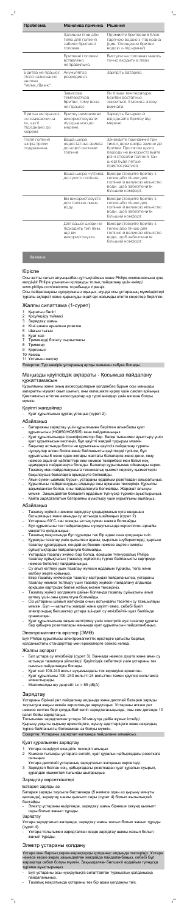| Проблема | Можлива причина | Рішення |
| --- | --- | --- |
| | Залишки піни або гелю для гоління забили бритвені головки. | Промийте бритвений блок гарячою водою з-під крана (див. "Очищення бритви водою з-під крана"). |
| | Бритвені головки вставлено неправильно. | Виступи на головках мають точно входити в пази. |
| Бритва не працює після натискання кнопки "Увімк./Вимк." | Акумулятор розрядився. | Зарядіть батарею. |
| | Зависока температура бритви, тому вона не працює. | Як тільки температура бритви достатньо знизиться, її можна знову вмикати. |
| Бритва не працює, не зважаючи на те, що її під'єднано до мережі. | Бритву неможливо використовувати під'єднаною до мережі. | Зарядіть бритву й від'єднайте бритву від мережі. |
| Після гоління шкіра трохи подразнена. | Ваша шкіра недостатньо звикла до нової системи гоління. | Зачекайте принаймні три тижні, доки шкіра звикне до бритви. Протягом цього періоду не використовуйте різні способи гоління: так шкірі буде легше пристосуватися. |
| | Ваша шкіра чутлива до сухого гоління. | Використовуйте бритву з гелем або піною для гоління й великою кількістю води, щоб забезпечити більший комфорт. |
| | Ви використовуєте для гоління лише воду. | Використовуйте бритву з гелем або піною для гоління й великою кількістю води, щоб забезпечити більший комфорт. |
| | Для вашої шкіри не підходить тип піни, що ви використовуєте. | Використовуйте бритву з гелем або піною для гоління й великою кількістю води, щоб забезпечити більший комфорт. |

Қазақша

## Кіріспе

Осы затты сатып алуыңызбен құттықтаймыз және Philips компаниясына қош келдіңіз! Philips ұсынатын қолдауды толық пайдалану үшін өнімді www.philips.com/welcome торабында тіркеңіз.

Осы пайдаланушы нұсқаулығын оқыңыз, мұнда осы устараның мүмкіндіктері туралы ақпарат және қырынуды оңай әрі жағымды ететін кеңестер берілген.

## Жалпы сипаттама (1-сурет)

1 Қырғыш бөлігі
2 Қосу/өшіру түймесі
3 Зарядтау шамы
4 Кіші ашаға арналған розетка
5 Шағын тығын
6 Қуат көзі
7 Триммерді босату сырғытпасы
8 Триммер
9 Қорғаныс
10 Қапшық
11 Устаның жақтау

Ескертпе: Тур немере устараның артқы жағынан табуға болады.

## Маңызды қауіпсіздік ақпараты - Қосымша пайдалану құжаттамасын

Құрылғыны және оның аксессуарларын қолданбас бұрын осы маңызды ақпаратты мұқият оқып шығып, оны келешекте қарау үшін сақтап қойыңыз. Қамтамасыз етілген аксессуарлар әр түрлі өнімдер үшін өзгеше болуы мүмкін.

### Қауіпті жағдайлар

- Қуат құрылғысын құрғақ ұстаңыз (сурет 2).

### Абайлаңыз

- Батареяны зарядтау үшін құрылғымен берілген алынбалы қуат құрылғысын (HQ850/HQ8505) ғана пайдаланыңыз.
- Қуат құрылғысында трансформатор бар. Басқа тығынымен ауыстыру үшін қуат құрылғысын кеспеңіз. Бұл қауіпті жағдай туғызуы мүмкін.
- Бақылау астында болса не құрылғыны қауіпсіз пайдалану туралы нұсқаулар алған болса және байланысты қауіптерді түсінсе, бұл құрылғыны 8 және одан жоғары жастағы балаларға және дене, сезу немесе ақыл-ой қабілеттері кем немесе тәжірибесі мен білімі жоқ адамдарға пайдалануға болады. Балалар құрылғымен ойнамауы керек. Тазалау мен пайдаланушылық техникалық қызмет көрсету жұмыстарын бақылаусыз балаларға орындауға болмайды.
- Ашаны суми шаймас бұрын, устараны әрдайым розеткадан ажыратыңыз.
- Құрылғыны пайдаланудан алдында оны әрқашан тексеріңіз. Құрылғы зақымданған болса, оны пайдалануға болмайды. Жарақат алынуы мүмкін. Зақымданған бөлшекті әрдайым түпнұсқа түрімен ауыстырыңыз.
- Қайта зарядталатын батареяны ауыстыру үшін құрылғыны ашпаңыз.

### Абайлаңыз

- Тазалау жүйесін немесе зарядтау қондырмасын суға ешқашан батырмаңыз және ағынды су астында шаймаңыз (сурет 2).
- Устараны 60°C-тан жоғары ыстық сумен шаюға болмайды.
- Бұл құрылғыны тек пайдаланушы нұсқаулығында көрсетілген арналған мақсатта қолданыңыз.
- Тазалау мақсатында бұл құралды тек бір адам ғана қолдануы тиіс.
- Құралдың тазалау үшін қысымен ауаны, қырғыш шүберектерді, қырғыш тазалау құралдарын, сондай-ақ бензин немесе ацетон сияқты сұйықтықтарды пайдалануға болмайды.
- Устарада тазалау жүйесі бар болса, әрқашан түпнұсқалық Philips тазалау сұйықтығын (тазалау жүйесінің түріне байланысты картридж немесе бөтелке) пайдаланыңыз.
- Су әрқашан әткен тазалау жүйесін әрдайым тұрақты, тегіс және көлбеу жерге қойыңыз.
- Егер тазалау жүйесінде тазалау картриджі пайдаланылса, устараны тазалау немесе толтыру үшін тазалау жүйесін пайдалану алдында әрқашан картридж бөлек жабық екенін тексеріңіз.
- Тазалау жүйесі қолдануға дайын болғанда тазалау сұйықтығы ағып кетпеу үшін оны қозғалтуға болмайды.
- Суға тазалау шайып жатқанда оның астыңдағы тесіктен су тамшылауы мүмкін. Бұл — қалыпты жағдай және қауіпті емес, себебі бүкіл электрондық бөлшектер устара ішіндегі су өткізбейтін қуат бөлігінде орналасқан.
- Қуат құрылғысына зардым келтірмеу үшін электрлік ауа тазалау құралы бар қабырға розеткалары жанында қуат құрылғысын пайдаланбаңыз.

### Электромагниттік өрістер (ЭМӨ)

Бұл Philips құрылғысы электромагниттік өрістерге қатысты барлық қолданыстағы стандарттар мен ережелерге сәйкес келеді.

### Жалпы ақпарат

- Бұл устара су өткізбейді (сурет 3). Ваннада немесе душта және ағын су астында тазалауға үйлеседі. Қауіпсіздік себептері үшін устараны тек сымсыз пайдалануға болады.
- Қуат көзі 100-240 вольт ауқымындағы ток көрнеуіне арналған.
- Қуат құрылғысы 100–240 вольтті 24 вольттен төмен қауіпсіз вольтажға айналдырады.
- Максималды шу деңгейі: Lc = 69 дБ(A)

## Зарядтау

Устараны бірінші рет пайдалану алдында және дисплей батарея заряды таусылуға жақын екенін көрсеткенде зарядтаңыз. Устараны алғаш рет немесе көптен бері қолданбай келіп зарядталаныңызда, оны кем дегенде 10 сағат бойы зарядтаңыз.

Толығымен зарядталған устара 30 минутқа дейін жұмыс істейді.

Қырыну уақыты қырыну әдетіңізге, жүзіңіз әдеттеріңізге және сақалдың түріне байланысты болмашмен аз болуы мүмкін.

Ескертпе: Устараны зарядтап жатқанда пайдалана алмайсыз.

### Қуат құрылғымен зарядтау

1 Устара сөндірулі екендігін тексеріп алыңыз.
2 Кішкене тығынды устараға енгізіп, қуат құрылғын қабырғадағы розеткаға салыңыз.
   - Устара дисплейі устараның зарядталып жатқанын көрсетеді.
3 Зарядтап болған соң, қабырғадағы розеткадан қуат құралын суырып, құралдан кішкентай тығынды шығарыңыз.

### Зарядтау көрсеткіштері

#### Батарея заряды аз

Батарея заряды таусыла бастағанда (5 немесе одан аз қырыну минуты қалғанда), зарядтау шамы қызғылт сары (сурет 4) болып жыпылықтай бастайды.

- Электр устараны өшіргенде, зарядтау шамы бірнеше секунд қызғылт сары болып жанып тұрады.

#### Зарядтау

Устара зарядталып жатқанда, зарядтау шамы жасыл болып жанып тұрады (сурет 4).

- Устара толығымен зарядталған кезде зарядтау шамы жасыл болып жанып тұрады.

## Электр устараны қолдану

Устара мен барлық керек-жарақтарды қолданыс алдында тексеріңіз. Устара немесе керек-жарақ зақымдалған жағдайда пайдаланбаңыз, себебі бұл жарақатқа себеп болуы мүмкін. Зақымдалған бөлшекті әрдайым түпнұсқа түрімен ауыстырыңыз.

- Бұл устараны осы нұсқаулықта сипатталған тұрмыстық қолдануға пайдаланыңыз.
- Тазалау мақсатында устараны тек бір адам қолдануы тиіс.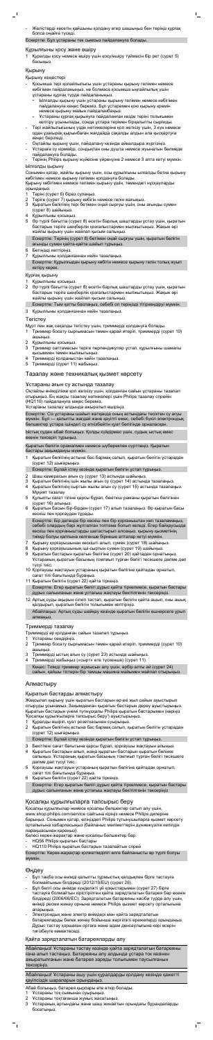- Желістердегі кесетін қайшыны қолдану егер шашыңыз бен теріңіз құрғақ болса оңайға түседі.

Ескертпе: Бұл устараны тек сымсыз пайдалануға болады.

## Құрылғыны қосу және өшіру

1 Құралды қосу немесе өшіру үшін қосу/өшіру түймесін бір рет (сурет 5) басыңыз.

## Қырыну

### Қырыну кеңестері

- Қосымша тері қолайлылығы үшін устараны қырыну гелімен немесе көбігімен пайдаланыңыз, не болмаса қосымша ыңғайлылық үшін устараны құрғақ түрде пайдаланыңыз.
  - Ылғалды қырыну үшін устараны қырыну гелімен немесе көбігімен пайдалануға кеңес береміз. Бұл устараның қою қырыну кремін немесе қырыну майын пайдаланбаңыз.
  - Устараны құрғақ қырынуға пайдаланған кезде теріні толығымен кептіру ұсынылады, содан кейін терімен біркелкі сырғыңыз.
- Тері жайлылығының үздік нәтижелеріне қол жеткізу үшін, 3 күн немесе одан ұзағырақ қырынбаған жағдайда сақалды алдын ала қысқартуға кеңес береміз.
- Оңтайлы қырыну үшін, пайдалану кезінде айналдыра жүргізіңіз.
- Устараға су көмегімен, сондықтан оны душта немесе жуынатын бөлмеде пайдалануға болады.
- Теріңіз Philips қырыну жүйесіне үйренуіне 2 немесе 3 апта кетуі мүмкін.

### Ылғалды қырыну

Сонымен қатар, жайлы қырыну үшін, осы құрылғыны ылғалды бетке қырыну көбігімен немесе қырыну гелімен қолдануға болады.

Қырыну көбігімен немесе гелімен қырыну үшін, төмендегі нұсқауларды орындаңыз:

1 Теріні (сурет 6) бірез суланыз.
2 Теріге (сурет 7) қырыну көбігін немесе гелін жағыңыз.
3 Қыратын бөлігінің тері бетімен оңай сырғуы үшін, оны ағынды сумен (сурет 8) шайыңыз.
4 Құрылғыны қосыңыз.
5 Әр түрлі бағытта (сурет 9) әсерлі барлық шаштарды устау үшін, қыратын бастырын теріге шеңберлі қозғалыстармен жылжытыңыз. Жақын әрі жайлы қырыну үшін жайлап қысым салыңыз.

Ескертпе: Терінің (сурет 9) бетімен оңай сырғуы үшін, қыратын бөлігін ағынды сумен қайта-қайта шайып тұрыңыз.

6 Бетіңізді кептіріңіз.
7 Құрылғыны қолданғаннан кейін тазалаңыз.

Ескертпе: Құрылғыдан қырыну көбігін немесе қырыну гелін толық жуып кетіру керек.

### Құрғақ қырыну

1 Құрылғыны қосыңыз.
2 Әр түрлі бағытта (сурет 9) әсерлі барлық шаштарды устау үшін, қыратын бастырын теріге шеңберлі қозғалыстармен жылжытыңыз. Жақын әрі жайлы қырыну үшін жайлап қысым салыңыз.

Ескертпе: Тым қатты басланыз, себебі ол теріңізді тітіркендіруі мүмкін.

3 Құрылғыны қолданғаннан кейін тазалаңыз.

## Тегістеу

Мұрт пен жақ сақалды тегістеу үшін, триммерді қолдануға болады.

1 Триммер басату сырғымасын төмен қарай итеріп, триммерді (сурет 10) ашыңыз.
2 Құрылғыны қосыңыз.
3 Триммерді сантиметсін теріге перпендикуляр устап, құрылғыны шамалы қысыммен төмен жылжытыңыз.
4 Триммерді қолданыстан кейін тазалаңыз.
5 Триммерді (сурет 11) жабыңыз.

## Тазалау және техникалық қызмет көрсету

### Устараны ағын су астында тазалау

Оңтайлы өнімділікке қол жеткізу үшін, қолданған сайын устараны тазалап отырыңыз. Ең жақсы тазалау нәтижелері үшін Philips тазалау спрейін (HQ110) пайдалануға кеңес береміз.

Устараны тазалау алдында әрқашан өшіріңіз.

Ескертпе: Су устараны шайып жатқанда оның астындағы тесіктен су ағуы мүмкін. Бұл — қалыпты жағдай және қауіпті емес, себебі бүкіл электрондық бөлшектер устара ішіндегі су өткізбейтін қуат бөлігінде орналасқан.

Ыстық судан абай болыңыз. Қолды күйдірмес үшін, судың ыстық емес екенін тексеріп тұрыңыз.

Ескертпе: Қыратын бөлігін оралатын немесе шүберекпен сүртпеңіз. Қыратын бастары зақымдануы мүмкін.

1 Қыратын бөлігінің астына бас бармақ салып, қыратын бөлігін устардан (сурет 12) шығарыңыз.

Ескертпе: Бұлай істеу кезінде қыратын бөлігін устап тұрыңыз.

2 Шаш камерасын ағын су (сурет 13) астында шайыңыз.
3 Қыратын бөлігінің ішін жылы ағын су (сурет 14) астында тазалаңыз.
4 Қыратын бөлігінің сыртын жылы ағын су (сурет 15) астында тазалаңыз. Мұқият тазалау
5 Құлыпты сағат тіліне қарсы бұрап, бекітпе рамаканы қыратын бөлігінен (сурет 16) алыңыз.
6 Қыратын басын бір-бірден (сурет 17) алып тазалаңыз. Әр қыратын басы кескіш пен қорғаудан тұрады.

Ескертпе: Бір дегенде бір кескіш пен бір қорғаныштан көп тазаламаңыз, себебі олардың бәрі жұптағын топтама болып келеді. Егер байқаусызда кескіш пен қорғаныштарды шатастырып алсаңыз, қырыну қызметінің тиімді болуы қалпына келгенше бірнеше апталар кетуі мүмкін.

7 Қырыну қорғауышынан кескішті алып, сумен (сурет 18) шайыңыз.
8 Қырыну қорғауышының ішін-сыртын сумен (сурет 19) шайыңыз.
9 Қыратын бастарын қыратын бөлігіне (сурет 20) қайтадан орнатыңыз. Устараның қыратын басының томпиып тұрған бөлігі тесікшеге дәлме-дәл түсуі тис.
10 Қорғауыш жақтауын устараның қыратын бөлігіне қайтадан орнатып, сағат тілі бағытында бұраңыз.
11 Қыратын бөлігін (сурет 22) қайта тіркеңіз.

Ескертпе: Егер қыратын бөлігі дұрыс қайта тіркелмесе, қыратын бастары дұрыс салынғанын және устаның жақтауы бекітілгенін тексеріңіз.

12 Артық суды ақырын сілкіп тастап, қыратын бөлігін қайта ашып, оны ашық қалдырып, қыратын бөлігін толығымен кептіріңіз.

Абайланыз: Артық суды шайқау кезінде қыратын бөлігін өзінеріске ұрып алмаңыз.

### Триммерді тазалау

Триммерді әр қолданған сайын тазалап тұрыңыз.

1 Устараны сөндіріңіз.
2 Триммер басату сырғымасын төмен қарай итеріп, триммерді (сурет 10) ашыңыз.
3 Триммерді ыстық ағын су (сурет 23) астында шайыңыз.
4 Триммерді жабыңыз («сырт» ете түскенше) (сурет 11).

Кеңес: Тиімді триммер жұмысына қол жеткізу үшін, әрбір алты ай (сурет 24) сайын, қалқан тістерін бір тамшы машина майымен майлап отырыңыз.

## Алмастыру

### Қыратын бастарды алмастыру

Жақсырақ қырыну үшін қыратын бастарын әр екі жыл сайын ауыстырып отыруды ұсынамыз. Зақымданған қыратын бастарын дереу ауыстырыңыз. Қыратын бастарын үнемі түпнұсқалы Philips қыратын бастарымен (керілз 'Қосалқы құрылғыларға тапсырыс беру') ауыстырыңыз.

1 Құралды өшіріп, қуат розеткасынан суырыңыз.
2 Қыратын бөлігінің астына бас бармақ салып, қыратын бөлігін устардан (сурет 12) шығарыңыз.

Ескертпе: Бұлай істеу кезінде қыратын бөлігін устап тұрыңыз.

3 Бекітпе сағат бағытына қарсы бұрап, қорғауыш жақтауын алыңыз.
4 Қыратын бастарын алып, жаңа қыратын бастарын қыратын бөлігіне салыңыз. Устараның қыратын басының томпиып тұрған бөлігі тесікшеге дәлме-дәл түсуі тис.
5 Қорғауыш жақтауын устараның қыратын бөлігіне қайтадан орнатып, сағат тілі бағытында бұраңыз.
6 Қыратын бөлігін (сурет 22) қайта тіркеңіз.

Ескертпе: Егер қыратын бөлігі дұрыс қайта тіркелмесе, қыратын бастары дұрыс салынғанын және устаның жақтауы бекітілгенін тексеріңіз

### Қосалқы құрылғыларға тапсырыс беру

Қосалқы құрылғылар немесе қосалқы бөлшектер сатып алу үшін, www.shop.philips.com/service сайтына кіріңіз немесе Philips дилеріне барыңыз. Сонымен қатар, еліңіздегі Philips тұтынушыларға қызмет көрсету орталығына хабарласыңыз (байланыс мәліметтерін дүниежүзілік кепілдік парақшасынан қараңыз).

Келесі керек-жарақтар және қосалқы бөлшектер бар:

- HQ56 Philips қыратын бастар
- HQ110 Philips қыратын бастын тазалайтын спрей

Ескертпе: Керек-жарақтар қолжетімділігі елге байланысты әр түрлі болуы мүмкін.

## Өңдеу

- Бұл таңба осы өнімді қалыпты тұрмыстық қалдықпен бірге тастауға болмайтынын білдіреді (2012/19/EU) (сурет 26).
- Бұл белгі осы өнімде күнделікті үй қоқыстарымен (сурет 27) бірге тастауға болмайтын кірістірілген қайта зарядталатын батарея бар екенін білдіреді (2006/66/EC). Зарядталатын батареяны кәсіби түрде алу үшін, өнімді ресми жинау орнына немесе Philips қызмет көрсету орталығына апарыңыз.
- Электрондық және электр өнімдері мен қайта зарядталатын батареяларды бөлек жинау бойынша жергілікті ережелерді орындаңыз. Дұрыс тастау қоршаған ортаға және адам денсаулығына кері әсерін тигізбеуге көмектеседі.

## Қайта зарядталатын батареяларды алу

Абайланыз! Устараны тастау кезінде қайта зарядталатын батареяны ғана алып тастаңыз. Батареяны алу алдында устара ток көзінен ажыратылғанын және батарея заряды толығымен таусылғанын тексеріңіз.

Абайланыз! Устараны ашу үшін құралдарды қолдану кезінде қажетті қауіпсіздік шараларын орындаңыз.

Абай болыңыз, батарея қырлары өте өткір болады.

1 Устараны ток сымынан суырыңыз.
2 Устараны тоқтағанша жұмыс жасатыңыз.
3 Устараның артындағы және шаш жинайтын орындағы бұрандаларды босатыңыз.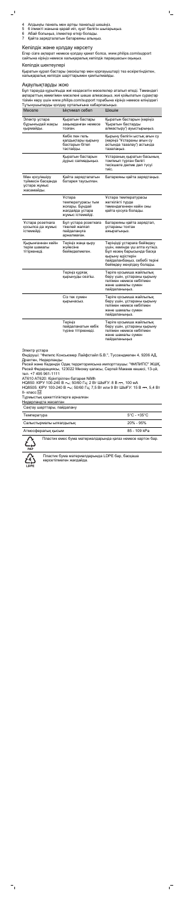4 Алдыңғы панель мен артқы панельді шешіңіз.
5 6 ілмекті жанына қарай иіп, қыл белгін шығарыңыз.
6 Абай болыңыз, ілмектер өткір болады.
7 Қайта зарядталатын батареяны алыңыз.

## Кепілдік және қолдау көрсету

Егер сізге ақпарат немесе қолдау қажет болса, www.philips.com/support сайтына кіріңіз немесе халықаралық кепілдік парақшасын оқыңыз.

### Кепілдік шектеулері

Қыратын құрал бастары (кескіштер мен қорғауыштар) тез есепеттіндіктен, халықаралық кепілдік шарттарымен қамтылмайды.

## Ақауларды жою

Бұл тарауда құрылғыда жиі кездесетін мәселелер аталып өтеді. Төмендегі ақпаратпен мәселені шеше алмасаңыз, жиі қойылатын сұрақтар тізімін көру үшін www.philips.com/support торабына кіріңіз немесе еліңіздегі Тұтынушыларды қолдау орталығына хабарласыңыз.

| Мәселе | Ықтимал себеп | Шешім |
|---|---|---|
| Электр ұстара бұрынғыдай жақсы қырмайды. | Қыратын бастары зақымданған немесе тозған. | Қыратын бастарын (көріңіз "Қыратын бастарды алмастыру") ауыстырыңыз. |
| | Көбік пен гель қалдықтары қыратын бастарын бітеп тастайды. | Қырыну бөлігін ыстық ағын су (көріңіз "Ұстараны ағын су астында тазалау") астында тазалаңыз. |
| | Қыратын бастарын дұрыс салмадыңыз. | Ұстараның қыратын басының төмпешік тұрған бөлігі тесікшеге дөп тұрғанын тексеріңіз. |
| Мен қосу/өшіру түймесін басқанда ұстара жұмыс жасамайды. | Қайта зарядталатын батарея таусылған. | Батареяны қайта зарядтаңыз. |
| | Ұстара температурасы тым жоғары. Бұндай жағдайда ұстара жұмыс істемейді. | Ұстара температурасы жеткілікті түрде төмендегеннен кейін оны қайта қосуға болады. |
| Ұстара розеткаға қосылса да жұмыс істемейді. | Бұл ұстара розеткаға тікелей жалғап пайдалануға арналмаған. | Батареяны қайта зарядтап, ұстараны тоқтан ажыратыңыз. |
| Қырынғаннан кейін терім шамалы тітіркенеді. | Теріңіз жаңа қыру жүйесіне бейімделмеген. | Теріңіз ұстараға бейімделу үшін, кемінде үш апта күтіңіз. Бұл кезең барысында басқа қырыну әдістерін пайдаланбаңыз, себебі терінің бейімделуі жеңілдеу болады. |
| | Теріңіз құрғақ қырынуды сезгіш. | Теріге қосымша жайлылық беру үшін, ұстараны қырыну гелімен немесе көбігімен және шамалы сумен пайдаланыңыз. |
| | Сіз тек сумен қырынасыз. | Теріге қосымша жайлылық беру үшін, ұстараны қырыну гелімен немесе көбігімен және шамалы сумен пайдаланыңыз. |
| | Теріңіз пайдаланатын көбік түріне тітіркенеді. | Теріге қосымша жайлылық беру үшін, ұстараны қырыну гелімен немесе көбігімен және шамалы сумен пайдаланыңыз. |

Электр ұстара
Өндіруші: "Филипс Консьюмер Лайфстайл Б.В.", Туссендиепен 4, 9206 АД, Драхтен, Нидерланды
Ресей және Кеденің Одақ территориясына импорттаушы: "ФИЛИПС" ЖШҚ, Ресей Федерациясы, 123022 Мәскеу қаласы, Сергей Макеев көшесі, 13-үй, тел. +7 495 961-1111
AT610 AT620: Кіріктірілген батарея NiMh
HQ850: КІРУ 100-240 В ~, 50/60 Гц, 2 Вт ШЫҒУ: 8 В ⎓, 100 мА
HQ8505: КІРУ 100-240 В ~, 50/60 Гц, 7,5 Вт или 9 Вт ШЫҒУ: 15 В ⎓, 5,4 Вт
II- класс ⧈
Тұрмыстық қажеттіліктерге арналған
Нидерландта жасалған

| Сақтау шарттары, пайдалану | |
|---|---|
| Температура | 5°C - +35°C |
| Салыстырмалы ылғалдылық | 20% - 95% |
| Атмосфералық қысым | 85 - 109 кПа |

Пластик емес бума материалдарында қағаз немесе картон бар.

Пластик бума материалдарында LDPE бар, басқаша көрсетілмеген жағдайда.